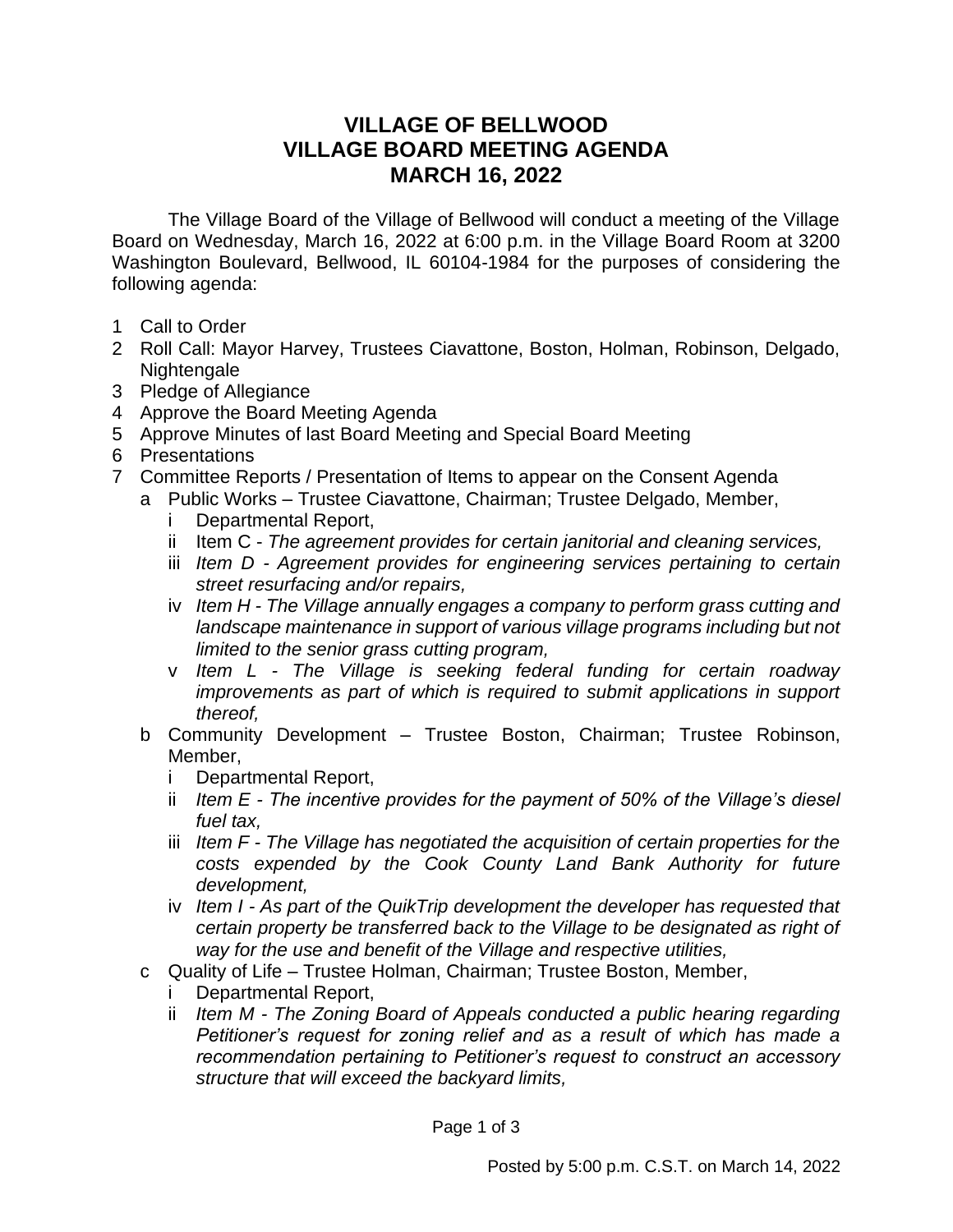# VILLAGE OF BELLWOOD
# VILLAGE BOARD MEETING AGENDA
# MARCH 16, 2022

The Village Board of the Village of Bellwood will conduct a meeting of the Village Board on Wednesday, March 16, 2022 at 6:00 p.m. in the Village Board Room at 3200 Washington Boulevard, Bellwood, IL 60104-1984 for the purposes of considering the following agenda:

1 Call to Order
2 Roll Call: Mayor Harvey, Trustees Ciavattone, Boston, Holman, Robinson, Delgado, Nightengale
3 Pledge of Allegiance
4 Approve the Board Meeting Agenda
5 Approve Minutes of last Board Meeting and Special Board Meeting
6 Presentations
7 Committee Reports / Presentation of Items to appear on the Consent Agenda
   a Public Works – Trustee Ciavattone, Chairman; Trustee Delgado, Member,
      i Departmental Report,
      ii Item C - *The agreement provides for certain janitorial and cleaning services,*
      iii *Item D - Agreement provides for engineering services pertaining to certain street resurfacing and/or repairs,*
      iv *Item H - The Village annually engages a company to perform grass cutting and landscape maintenance in support of various village programs including but not limited to the senior grass cutting program,*
      v *Item L - The Village is seeking federal funding for certain roadway improvements as part of which is required to submit applications in support thereof,*
   b Community Development – Trustee Boston, Chairman; Trustee Robinson, Member,
      i Departmental Report,
      ii *Item E - The incentive provides for the payment of 50% of the Village's diesel fuel tax,*
      iii *Item F - The Village has negotiated the acquisition of certain properties for the costs expended by the Cook County Land Bank Authority for future development,*
      iv *Item I - As part of the QuikTrip development the developer has requested that certain property be transferred back to the Village to be designated as right of way for the use and benefit of the Village and respective utilities,*
   c Quality of Life – Trustee Holman, Chairman; Trustee Boston, Member,
      i Departmental Report,
      ii *Item M - The Zoning Board of Appeals conducted a public hearing regarding Petitioner's request for zoning relief and as a result of which has made a recommendation pertaining to Petitioner's request to construct an accessory structure that will exceed the backyard limits,*

Posted by 5:00 p.m. C.S.T. on March 14, 2022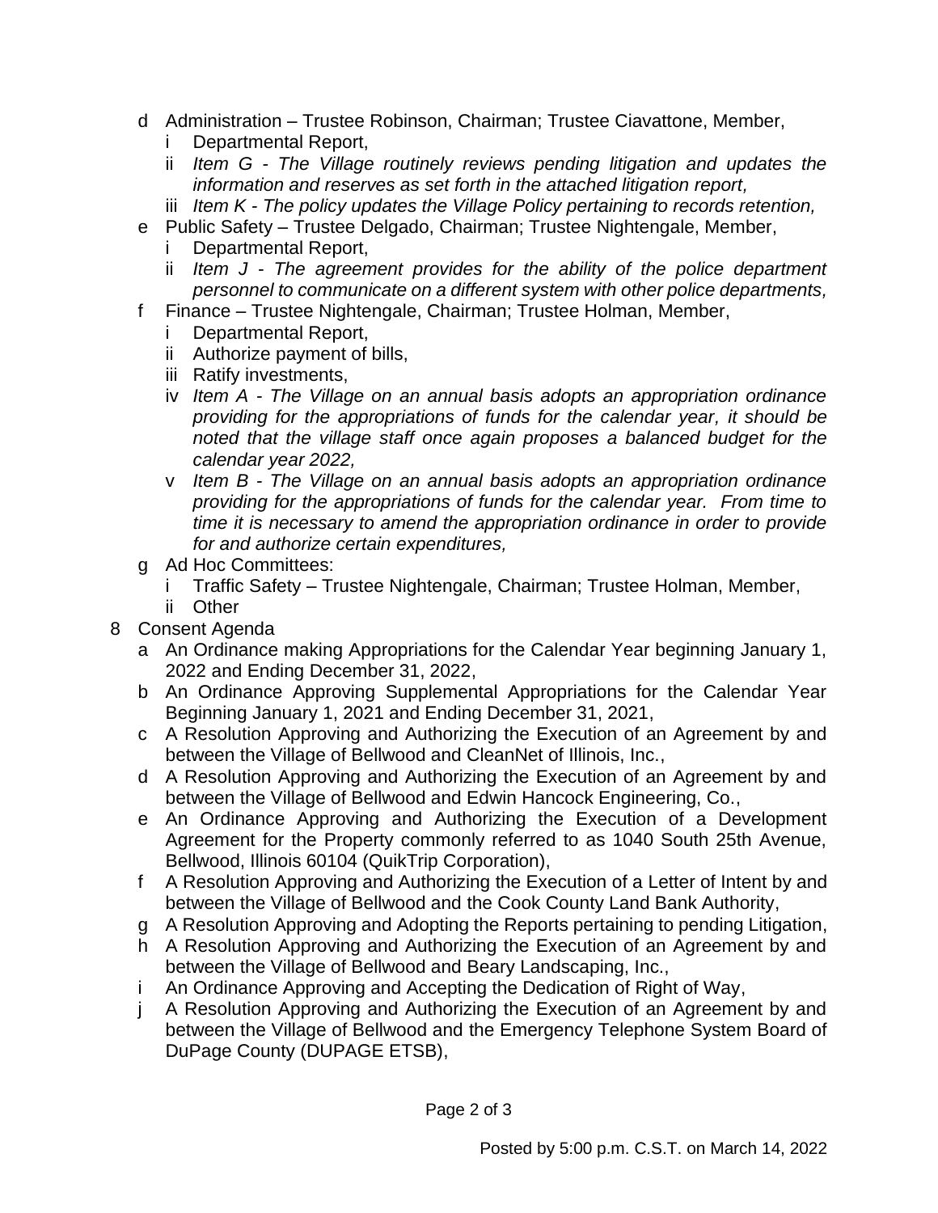- d Administration – Trustee Robinson, Chairman; Trustee Ciavattone, Member,
  - i Departmental Report,
  - ii *Item G - The Village routinely reviews pending litigation and updates the information and reserves as set forth in the attached litigation report,*
  - iii *Item K - The policy updates the Village Policy pertaining to records retention,*
- e Public Safety – Trustee Delgado, Chairman; Trustee Nightengale, Member,
  - i Departmental Report,
  - ii *Item J - The agreement provides for the ability of the police department personnel to communicate on a different system with other police departments,*
- f Finance – Trustee Nightengale, Chairman; Trustee Holman, Member,
  - i Departmental Report,
  - ii Authorize payment of bills,
  - iii Ratify investments,
  - iv *Item A - The Village on an annual basis adopts an appropriation ordinance providing for the appropriations of funds for the calendar year, it should be noted that the village staff once again proposes a balanced budget for the calendar year 2022,*
  - v *Item B - The Village on an annual basis adopts an appropriation ordinance providing for the appropriations of funds for the calendar year. From time to time it is necessary to amend the appropriation ordinance in order to provide for and authorize certain expenditures,*
- g Ad Hoc Committees:
  - i Traffic Safety – Trustee Nightengale, Chairman; Trustee Holman, Member,
  - ii Other

8 Consent Agenda
- a An Ordinance making Appropriations for the Calendar Year beginning January 1, 2022 and Ending December 31, 2022,
- b An Ordinance Approving Supplemental Appropriations for the Calendar Year Beginning January 1, 2021 and Ending December 31, 2021,
- c A Resolution Approving and Authorizing the Execution of an Agreement by and between the Village of Bellwood and CleanNet of Illinois, Inc.,
- d A Resolution Approving and Authorizing the Execution of an Agreement by and between the Village of Bellwood and Edwin Hancock Engineering, Co.,
- e An Ordinance Approving and Authorizing the Execution of a Development Agreement for the Property commonly referred to as 1040 South 25th Avenue, Bellwood, Illinois 60104 (QuikTrip Corporation),
- f A Resolution Approving and Authorizing the Execution of a Letter of Intent by and between the Village of Bellwood and the Cook County Land Bank Authority,
- g A Resolution Approving and Adopting the Reports pertaining to pending Litigation,
- h A Resolution Approving and Authorizing the Execution of an Agreement by and between the Village of Bellwood and Beary Landscaping, Inc.,
- i An Ordinance Approving and Accepting the Dedication of Right of Way,
- j A Resolution Approving and Authorizing the Execution of an Agreement by and between the Village of Bellwood and the Emergency Telephone System Board of DuPage County (DUPAGE ETSB),

Posted by 5:00 p.m. C.S.T. on March 14, 2022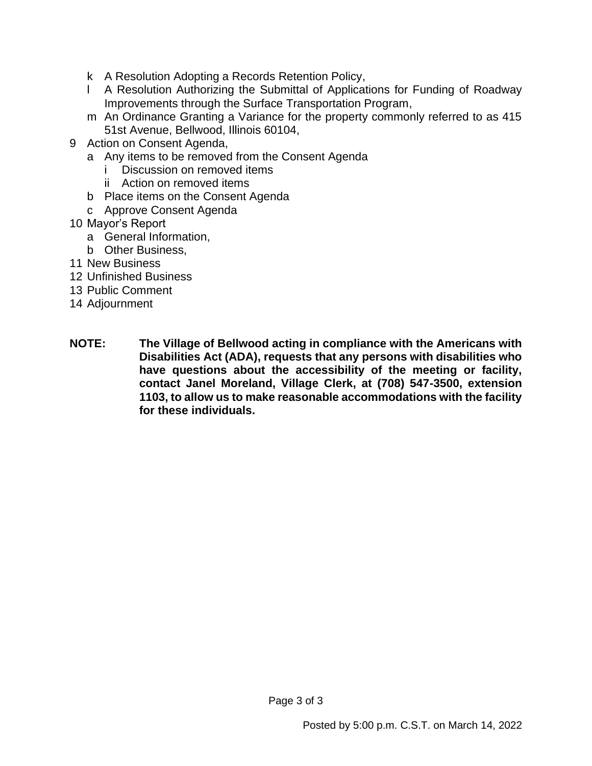- k A Resolution Adopting a Records Retention Policy,
- l A Resolution Authorizing the Submittal of Applications for Funding of Roadway Improvements through the Surface Transportation Program,
- m An Ordinance Granting a Variance for the property commonly referred to as 415 51st Avenue, Bellwood, Illinois 60104,

9 Action on Consent Agenda,
- a Any items to be removed from the Consent Agenda
  - i Discussion on removed items
  - ii Action on removed items
- b Place items on the Consent Agenda
- c Approve Consent Agenda

10 Mayor's Report
- a General Information,
- b Other Business,

11 New Business

12 Unfinished Business

13 Public Comment

14 Adjournment

**NOTE: The Village of Bellwood acting in compliance with the Americans with Disabilities Act (ADA), requests that any persons with disabilities who have questions about the accessibility of the meeting or facility, contact Janel Moreland, Village Clerk, at (708) 547-3500, extension 1103, to allow us to make reasonable accommodations with the facility for these individuals.**

Posted by 5:00 p.m. C.S.T. on March 14, 2022